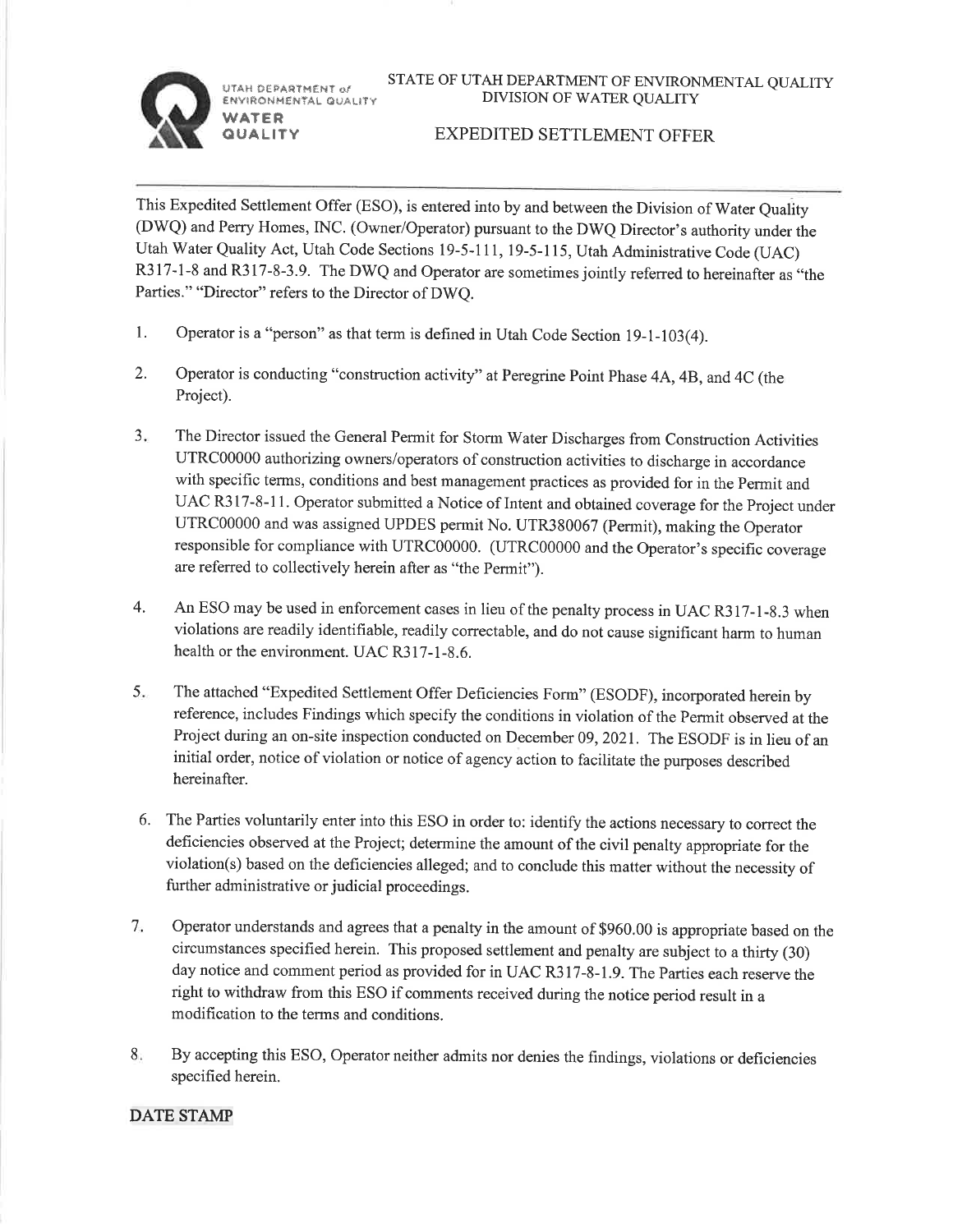UTAH DEPARTMENT of ENVIRONMENTAL QUALITY
WATER QUALITY

# STATE OF UTAH DEPARTMENT OF ENVIRONMENTAL QUALITY DIVISION OF WATER QUALITY

## EXPEDITED SETTLEMENT OFFER

This Expedited Settlement Offer (ESO), is entered into by and between the Division of Water Quality (DWQ) and Perry Homes, INC. (Owner/Operator) pursuant to the DWQ Director's authority under the Utah Water Quality Act, Utah Code Sections 19-5-111, 19-5-115, Utah Administrative Code (UAC) R317-1-8 and R317-8-3.9. The DWQ and Operator are sometimes jointly referred to hereinafter as "the Parties." "Director" refers to the Director of DWQ.

1. Operator is a "person" as that term is defined in Utah Code Section 19-1-103(4).

2. Operator is conducting "construction activity" at Peregrine Point Phase 4A, 4B, and 4C (the Project).

3. The Director issued the General Permit for Storm Water Discharges from Construction Activities UTRC00000 authorizing owners/operators of construction activities to discharge in accordance with specific terms, conditions and best management practices as provided for in the Permit and UAC R317-8-11. Operator submitted a Notice of Intent and obtained coverage for the Project under UTRC00000 and was assigned UPDES permit No. UTR380067 (Permit), making the Operator responsible for compliance with UTRC00000. (UTRC00000 and the Operator's specific coverage are referred to collectively herein after as "the Permit").

4. An ESO may be used in enforcement cases in lieu of the penalty process in UAC R317-1-8.3 when violations are readily identifiable, readily correctable, and do not cause significant harm to human health or the environment. UAC R317-1-8.6.

5. The attached "Expedited Settlement Offer Deficiencies Form" (ESODF), incorporated herein by reference, includes Findings which specify the conditions in violation of the Permit observed at the Project during an on-site inspection conducted on December 09, 2021. The ESODF is in lieu of an initial order, notice of violation or notice of agency action to facilitate the purposes described hereinafter.

6. The Parties voluntarily enter into this ESO in order to: identify the actions necessary to correct the deficiencies observed at the Project; determine the amount of the civil penalty appropriate for the violation(s) based on the deficiencies alleged; and to conclude this matter without the necessity of further administrative or judicial proceedings.

7. Operator understands and agrees that a penalty in the amount of $960.00 is appropriate based on the circumstances specified herein. This proposed settlement and penalty are subject to a thirty (30) day notice and comment period as provided for in UAC R317-8-1.9. The Parties each reserve the right to withdraw from this ESO if comments received during the notice period result in a modification to the terms and conditions.

8. By accepting this ESO, Operator neither admits nor denies the findings, violations or deficiencies specified herein.

**DATE STAMP**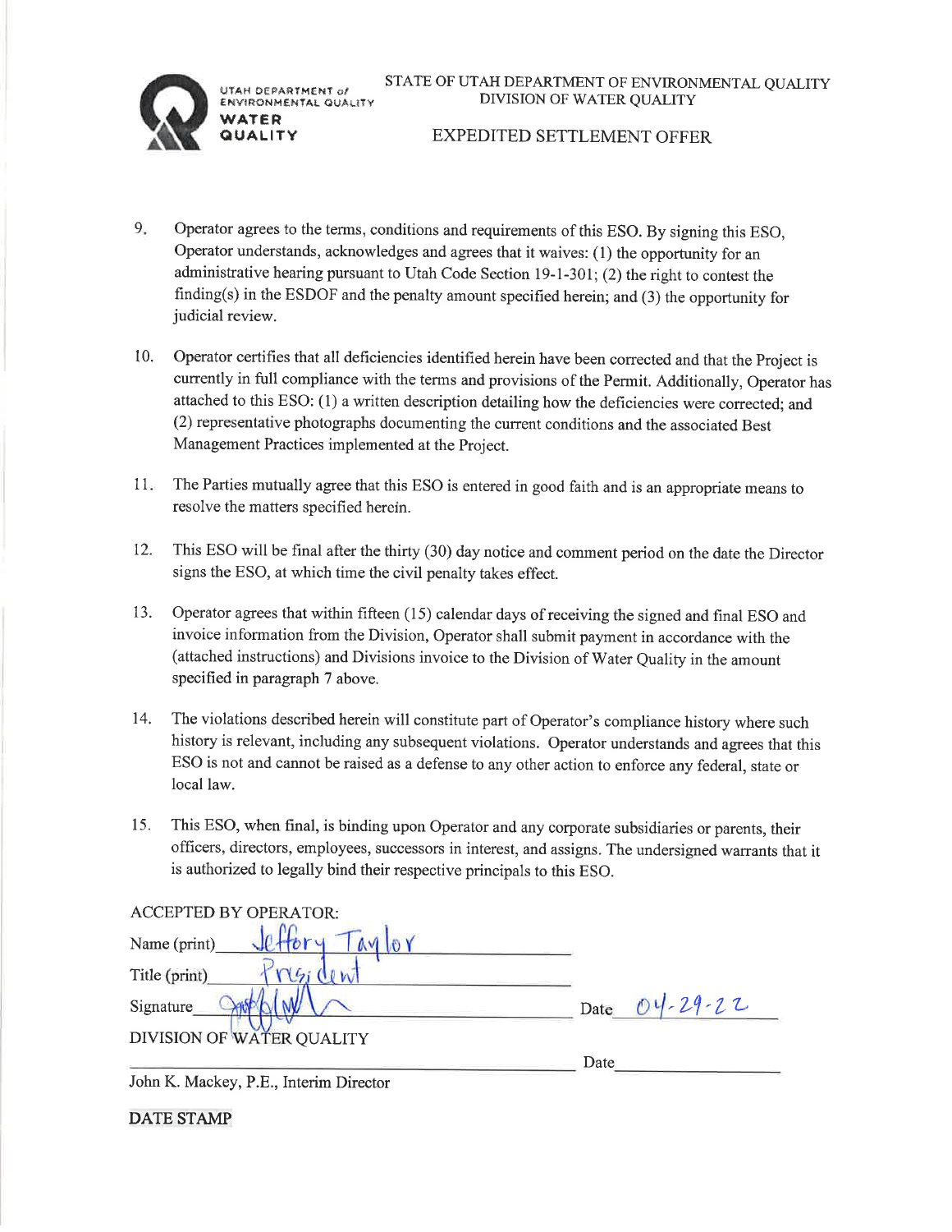UTAH DEPARTMENT of ENVIRONMENTAL QUALITY
WATER QUALITY

STATE OF UTAH DEPARTMENT OF ENVIRONMENTAL QUALITY
DIVISION OF WATER QUALITY

EXPEDITED SETTLEMENT OFFER

9. Operator agrees to the terms, conditions and requirements of this ESO. By signing this ESO, Operator understands, acknowledges and agrees that it waives: (1) the opportunity for an administrative hearing pursuant to Utah Code Section 19-1-301; (2) the right to contest the finding(s) in the ESDOF and the penalty amount specified herein; and (3) the opportunity for judicial review.

10. Operator certifies that all deficiencies identified herein have been corrected and that the Project is currently in full compliance with the terms and provisions of the Permit. Additionally, Operator has attached to this ESO: (1) a written description detailing how the deficiencies were corrected; and (2) representative photographs documenting the current conditions and the associated Best Management Practices implemented at the Project.

11. The Parties mutually agree that this ESO is entered in good faith and is an appropriate means to resolve the matters specified herein.

12. This ESO will be final after the thirty (30) day notice and comment period on the date the Director signs the ESO, at which time the civil penalty takes effect.

13. Operator agrees that within fifteen (15) calendar days of receiving the signed and final ESO and invoice information from the Division, Operator shall submit payment in accordance with the (attached instructions) and Divisions invoice to the Division of Water Quality in the amount specified in paragraph 7 above.

14. The violations described herein will constitute part of Operator's compliance history where such history is relevant, including any subsequent violations. Operator understands and agrees that this ESO is not and cannot be raised as a defense to any other action to enforce any federal, state or local law.

15. This ESO, when final, is binding upon Operator and any corporate subsidiaries or parents, their officers, directors, employees, successors in interest, and assigns. The undersigned warrants that it is authorized to legally bind their respective principals to this ESO.

ACCEPTED BY OPERATOR:

Name (print) Jeffory Taylor

Title (print) President

Signature [signature] Date 04-29-22

DIVISION OF WATER QUALITY

______________________________ Date ____________

John K. Mackey, P.E., Interim Director

DATE STAMP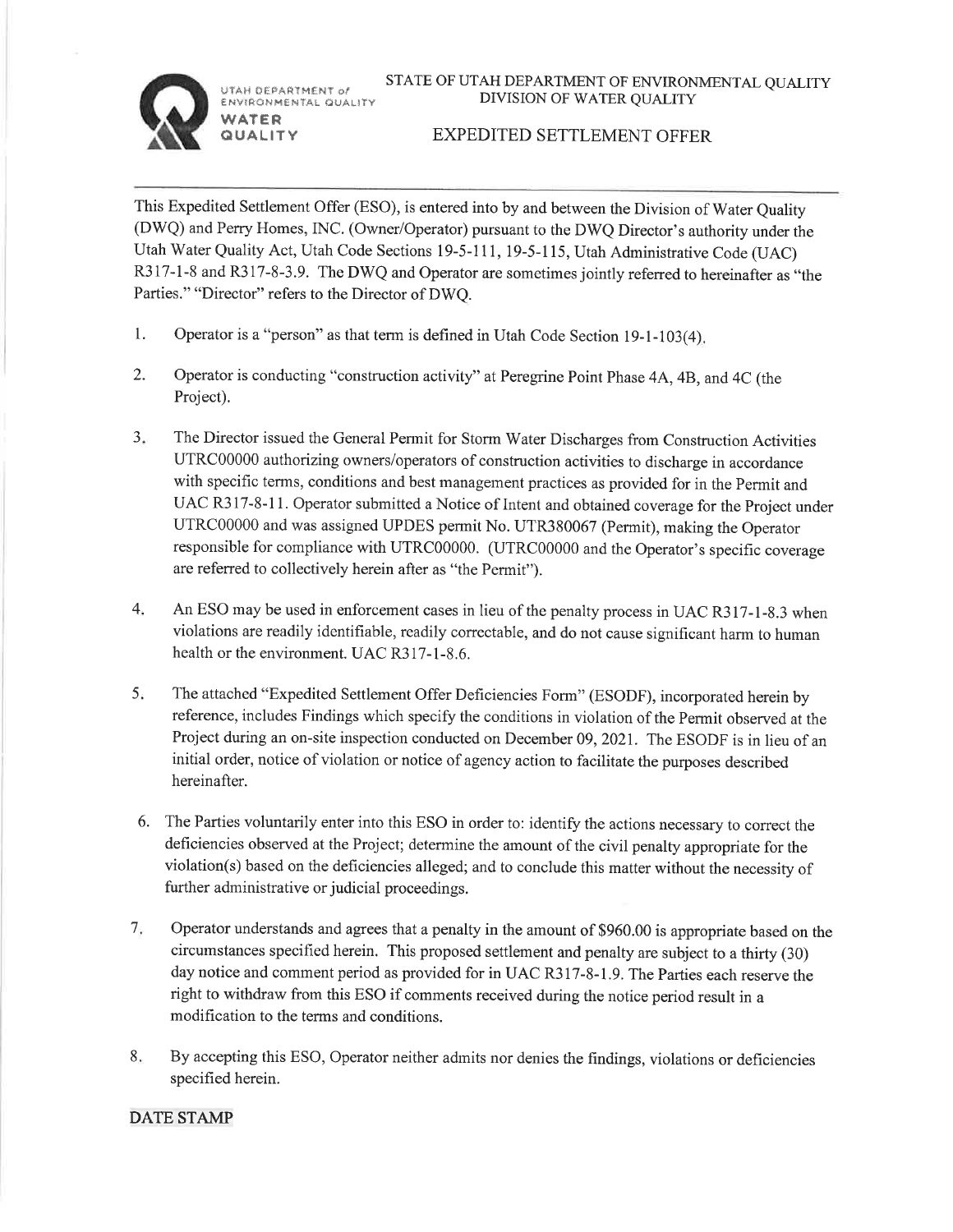UTAH DEPARTMENT of ENVIRONMENTAL QUALITY
WATER QUALITY

STATE OF UTAH DEPARTMENT OF ENVIRONMENTAL QUALITY
DIVISION OF WATER QUALITY

# EXPEDITED SETTLEMENT OFFER

This Expedited Settlement Offer (ESO), is entered into by and between the Division of Water Quality (DWQ) and Perry Homes, INC. (Owner/Operator) pursuant to the DWQ Director's authority under the Utah Water Quality Act, Utah Code Sections 19-5-111, 19-5-115, Utah Administrative Code (UAC) R317-1-8 and R317-8-3.9. The DWQ and Operator are sometimes jointly referred to hereinafter as "the Parties." "Director" refers to the Director of DWQ.

1. Operator is a "person" as that term is defined in Utah Code Section 19-1-103(4).

2. Operator is conducting "construction activity" at Peregrine Point Phase 4A, 4B, and 4C (the Project).

3. The Director issued the General Permit for Storm Water Discharges from Construction Activities UTRC00000 authorizing owners/operators of construction activities to discharge in accordance with specific terms, conditions and best management practices as provided for in the Permit and UAC R317-8-11. Operator submitted a Notice of Intent and obtained coverage for the Project under UTRC00000 and was assigned UPDES permit No. UTR380067 (Permit), making the Operator responsible for compliance with UTRC00000. (UTRC00000 and the Operator's specific coverage are referred to collectively herein after as "the Permit").

4. An ESO may be used in enforcement cases in lieu of the penalty process in UAC R317-1-8.3 when violations are readily identifiable, readily correctable, and do not cause significant harm to human health or the environment. UAC R317-1-8.6.

5. The attached "Expedited Settlement Offer Deficiencies Form" (ESODF), incorporated herein by reference, includes Findings which specify the conditions in violation of the Permit observed at the Project during an on-site inspection conducted on December 09, 2021. The ESODF is in lieu of an initial order, notice of violation or notice of agency action to facilitate the purposes described hereinafter.

6. The Parties voluntarily enter into this ESO in order to: identify the actions necessary to correct the deficiencies observed at the Project; determine the amount of the civil penalty appropriate for the violation(s) based on the deficiencies alleged; and to conclude this matter without the necessity of further administrative or judicial proceedings.

7. Operator understands and agrees that a penalty in the amount of $960.00 is appropriate based on the circumstances specified herein. This proposed settlement and penalty are subject to a thirty (30) day notice and comment period as provided for in UAC R317-8-1.9. The Parties each reserve the right to withdraw from this ESO if comments received during the notice period result in a modification to the terms and conditions.

8. By accepting this ESO, Operator neither admits nor denies the findings, violations or deficiencies specified herein.

DATE STAMP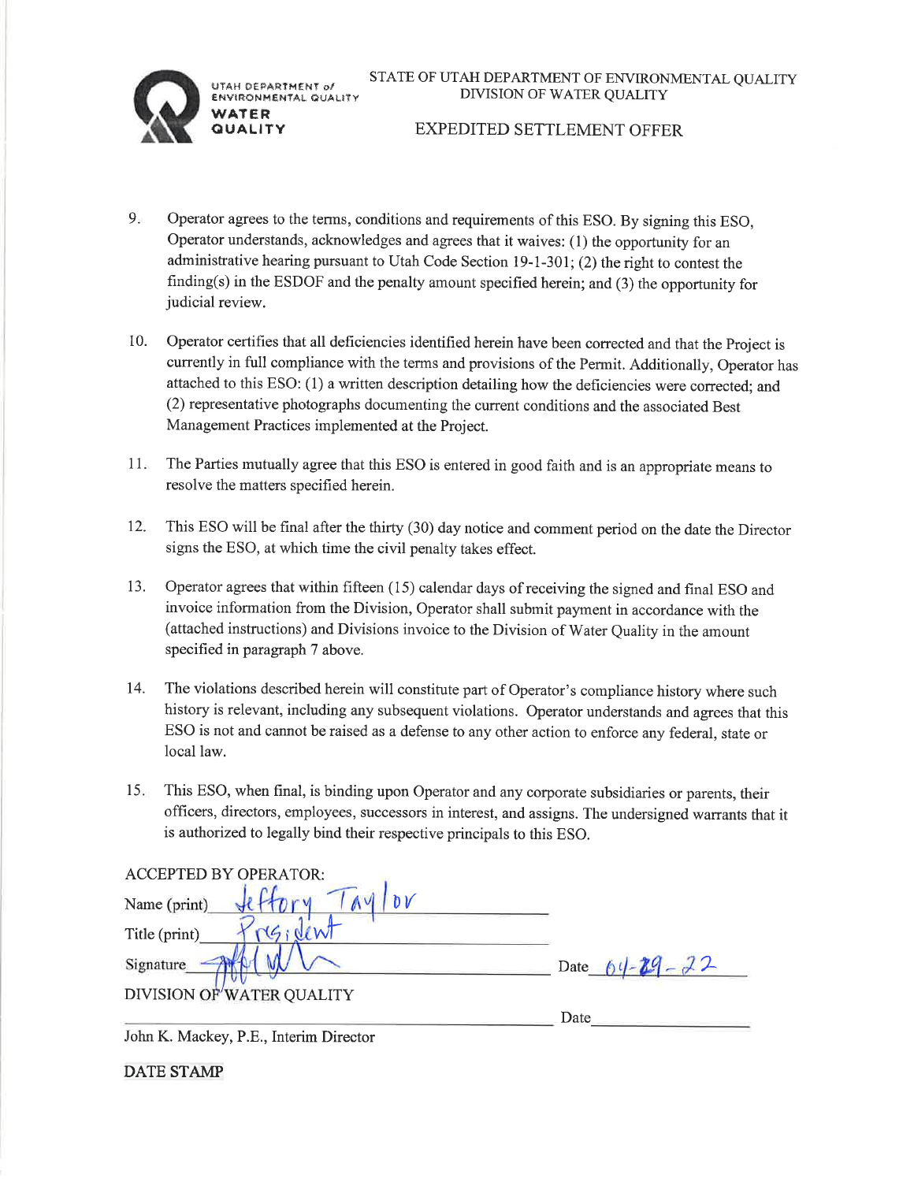UTAH DEPARTMENT of ENVIRONMENTAL QUALITY
WATER QUALITY

STATE OF UTAH DEPARTMENT OF ENVIRONMENTAL QUALITY
DIVISION OF WATER QUALITY

EXPEDITED SETTLEMENT OFFER

9. Operator agrees to the terms, conditions and requirements of this ESO. By signing this ESO, Operator understands, acknowledges and agrees that it waives: (1) the opportunity for an administrative hearing pursuant to Utah Code Section 19-1-301; (2) the right to contest the finding(s) in the ESDOF and the penalty amount specified herein; and (3) the opportunity for judicial review.

10. Operator certifies that all deficiencies identified herein have been corrected and that the Project is currently in full compliance with the terms and provisions of the Permit. Additionally, Operator has attached to this ESO: (1) a written description detailing how the deficiencies were corrected; and (2) representative photographs documenting the current conditions and the associated Best Management Practices implemented at the Project.

11. The Parties mutually agree that this ESO is entered in good faith and is an appropriate means to resolve the matters specified herein.

12. This ESO will be final after the thirty (30) day notice and comment period on the date the Director signs the ESO, at which time the civil penalty takes effect.

13. Operator agrees that within fifteen (15) calendar days of receiving the signed and final ESO and invoice information from the Division, Operator shall submit payment in accordance with the (attached instructions) and Divisions invoice to the Division of Water Quality in the amount specified in paragraph 7 above.

14. The violations described herein will constitute part of Operator's compliance history where such history is relevant, including any subsequent violations. Operator understands and agrees that this ESO is not and cannot be raised as a defense to any other action to enforce any federal, state or local law.

15. This ESO, when final, is binding upon Operator and any corporate subsidiaries or parents, their officers, directors, employees, successors in interest, and assigns. The undersigned warrants that it is authorized to legally bind their respective principals to this ESO.

ACCEPTED BY OPERATOR:

Name (print) Jeffory Taylor

Title (print) President

Signature [signature] Date 04-29-22

DIVISION OF WATER QUALITY

\_\_\_\_\_\_\_\_\_\_\_\_\_\_\_\_\_\_\_\_\_\_\_\_\_\_\_\_\_\_ Date \_\_\_\_\_\_\_\_\_\_\_\_

John K. Mackey, P.E., Interim Director

DATE STAMP